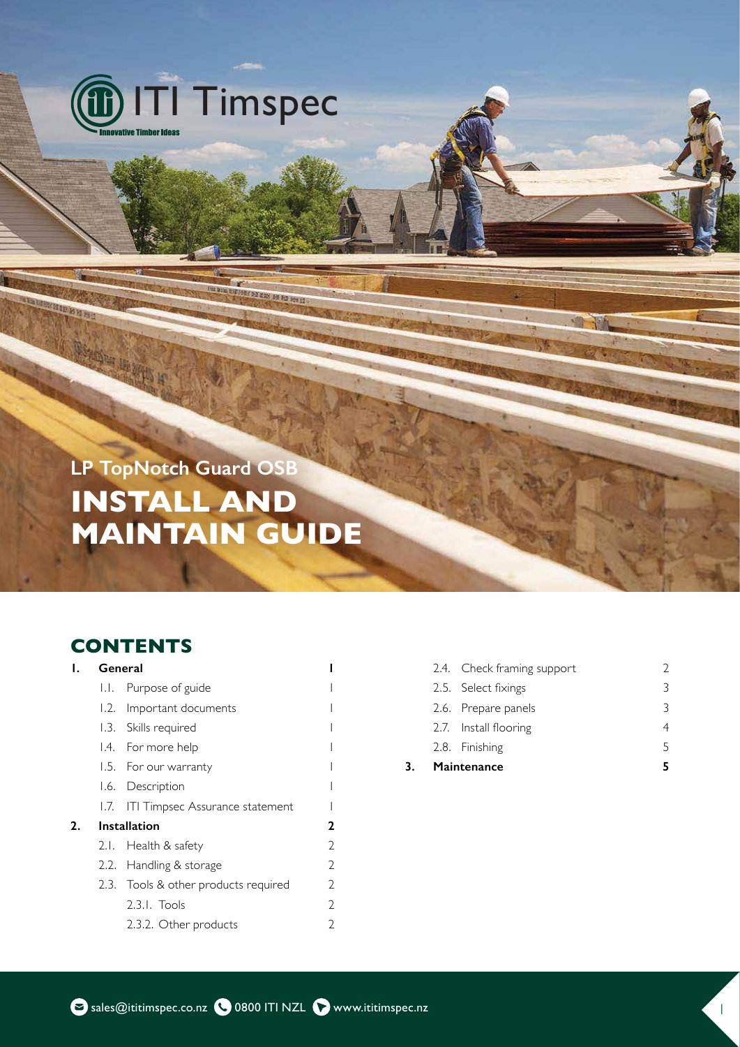ITI Timspec

Innovative Timber Ideas

## LP TopNotch Guard OSB

# INSTALL AND MAINTAIN GUIDE

## CONTENTS

| | | |
|---|---|---|
| **1. General** | | **1** |
| | 1.1. Purpose of guide | 1 |
| | 1.2. Important documents | 1 |
| | 1.3. Skills required | 1 |
| | 1.4. For more help | 1 |
| | 1.5. For our warranty | 1 |
| | 1.6. Description | 1 |
| | 1.7. ITI Timpsec Assurance statement | 1 |
| **2. Installation** | | **2** |
| | 2.1. Health & safety | 2 |
| | 2.2. Handling & storage | 2 |
| | 2.3. Tools & other products required | 2 |
| | 2.3.1. Tools | 2 |
| | 2.3.2. Other products | 2 |
| | 2.4. Check framing support | 2 |
| | 2.5. Select fixings | 3 |
| | 2.6. Prepare panels | 3 |
| | 2.7. Install flooring | 4 |
| | 2.8. Finishing | 5 |
| **3. Maintenance** | | **5** |

sales@ititimspec.co.nz 0800 ITI NZL www.ititimspec.nz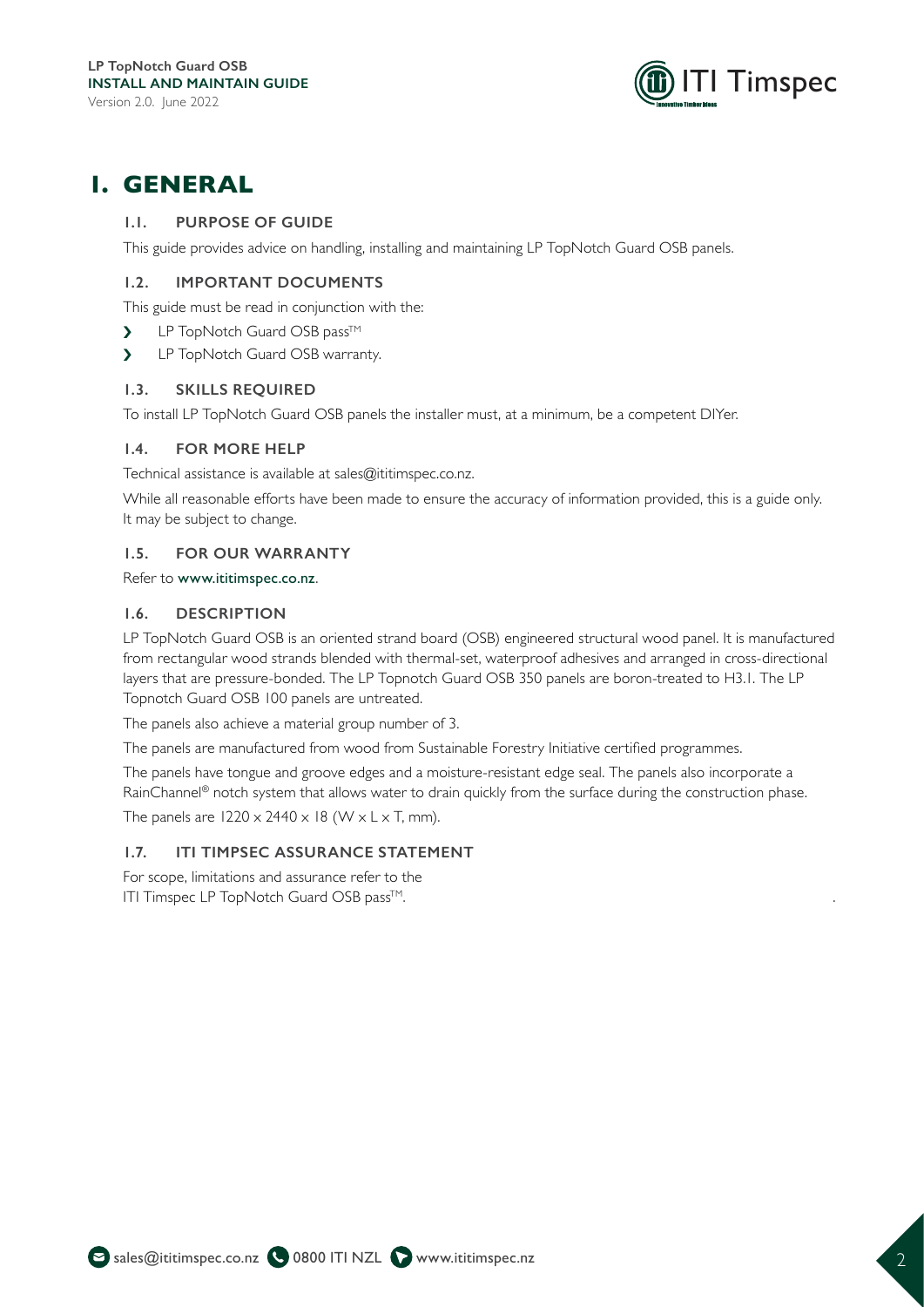# 1. GENERAL

## 1.1. PURPOSE OF GUIDE

This guide provides advice on handling, installing and maintaining LP TopNotch Guard OSB panels.

## 1.2. IMPORTANT DOCUMENTS

This guide must be read in conjunction with the:

- LP TopNotch Guard OSB pass™
- LP TopNotch Guard OSB warranty.

## 1.3. SKILLS REQUIRED

To install LP TopNotch Guard OSB panels the installer must, at a minimum, be a competent DIYer.

## 1.4. FOR MORE HELP

Technical assistance is available at sales@ititimspec.co.nz.

While all reasonable efforts have been made to ensure the accuracy of information provided, this is a guide only. It may be subject to change.

## 1.5. FOR OUR WARRANTY

Refer to www.ititimspec.co.nz.

## 1.6. DESCRIPTION

LP TopNotch Guard OSB is an oriented strand board (OSB) engineered structural wood panel. It is manufactured from rectangular wood strands blended with thermal-set, waterproof adhesives and arranged in cross-directional layers that are pressure-bonded. The LP Topnotch Guard OSB 350 panels are boron-treated to H3.1. The LP Topnotch Guard OSB 100 panels are untreated.

The panels also achieve a material group number of 3.

The panels are manufactured from wood from Sustainable Forestry Initiative certified programmes.

The panels have tongue and groove edges and a moisture-resistant edge seal. The panels also incorporate a RainChannel® notch system that allows water to drain quickly from the surface during the construction phase.

The panels are 1220 x 2440 x 18 (W x L x T, mm).

## 1.7. ITI TIMPSEC ASSURANCE STATEMENT

For scope, limitations and assurance refer to the ITI Timspec LP TopNotch Guard OSB pass™.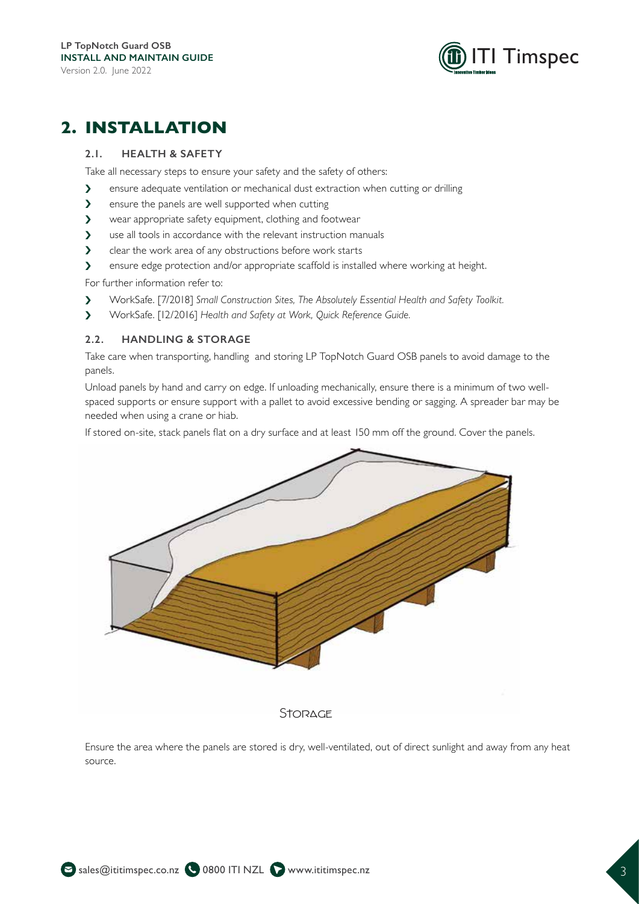# 2. INSTALLATION

### 2.1. HEALTH & SAFETY

Take all necessary steps to ensure your safety and the safety of others:

- ensure adequate ventilation or mechanical dust extraction when cutting or drilling
- ensure the panels are well supported when cutting
- wear appropriate safety equipment, clothing and footwear
- use all tools in accordance with the relevant instruction manuals
- clear the work area of any obstructions before work starts
- ensure edge protection and/or appropriate scaffold is installed where working at height.

For further information refer to:

- WorkSafe. [7/2018] *Small Construction Sites, The Absolutely Essential Health and Safety Toolkit.*
- WorkSafe. [12/2016] *Health and Safety at Work, Quick Reference Guide.*

### 2.2. HANDLING & STORAGE

Take care when transporting, handling and storing LP TopNotch Guard OSB panels to avoid damage to the panels.

Unload panels by hand and carry on edge. If unloading mechanically, ensure there is a minimum of two well-spaced supports or ensure support with a pallet to avoid excessive bending or sagging. A spreader bar may be needed when using a crane or hiab.

If stored on-site, stack panels flat on a dry surface and at least 150 mm off the ground. Cover the panels.

Storage

Ensure the area where the panels are stored is dry, well-ventilated, out of direct sunlight and away from any heat source.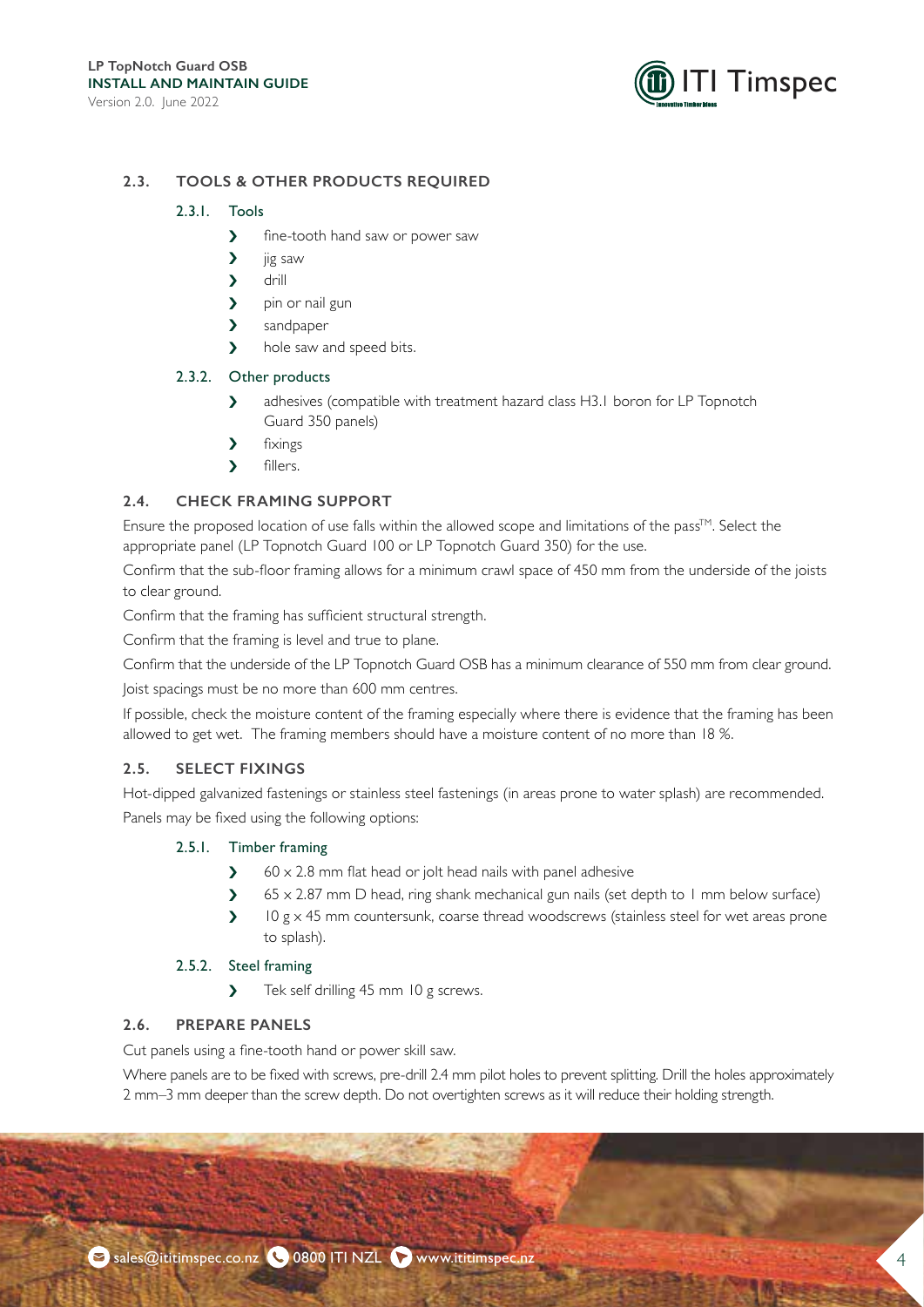## 2.3. TOOLS & OTHER PRODUCTS REQUIRED

### 2.3.1. Tools

- fine-tooth hand saw or power saw
- jig saw
- drill
- pin or nail gun
- sandpaper
- hole saw and speed bits.

### 2.3.2. Other products

- adhesives (compatible with treatment hazard class H3.1 boron for LP Topnotch Guard 350 panels)
- fixings
- fillers.

## 2.4. CHECK FRAMING SUPPORT

Ensure the proposed location of use falls within the allowed scope and limitations of the pass™. Select the appropriate panel (LP Topnotch Guard 100 or LP Topnotch Guard 350) for the use.

Confirm that the sub-floor framing allows for a minimum crawl space of 450 mm from the underside of the joists to clear ground.

Confirm that the framing has sufficient structural strength.

Confirm that the framing is level and true to plane.

Confirm that the underside of the LP Topnotch Guard OSB has a minimum clearance of 550 mm from clear ground.

Joist spacings must be no more than 600 mm centres.

If possible, check the moisture content of the framing especially where there is evidence that the framing has been allowed to get wet. The framing members should have a moisture content of no more than 18 %.

## 2.5. SELECT FIXINGS

Hot-dipped galvanized fastenings or stainless steel fastenings (in areas prone to water splash) are recommended.

Panels may be fixed using the following options:

### 2.5.1. Timber framing

- 60 x 2.8 mm flat head or jolt head nails with panel adhesive
- 65 x 2.87 mm D head, ring shank mechanical gun nails (set depth to 1 mm below surface)
- 10 g x 45 mm countersunk, coarse thread woodscrews (stainless steel for wet areas prone to splash).

### 2.5.2. Steel framing

- Tek self drilling 45 mm 10 g screws.

## 2.6. PREPARE PANELS

Cut panels using a fine-tooth hand or power skill saw.

Where panels are to be fixed with screws, pre-drill 2.4 mm pilot holes to prevent splitting. Drill the holes approximately 2 mm–3 mm deeper than the screw depth. Do not overtighten screws as it will reduce their holding strength.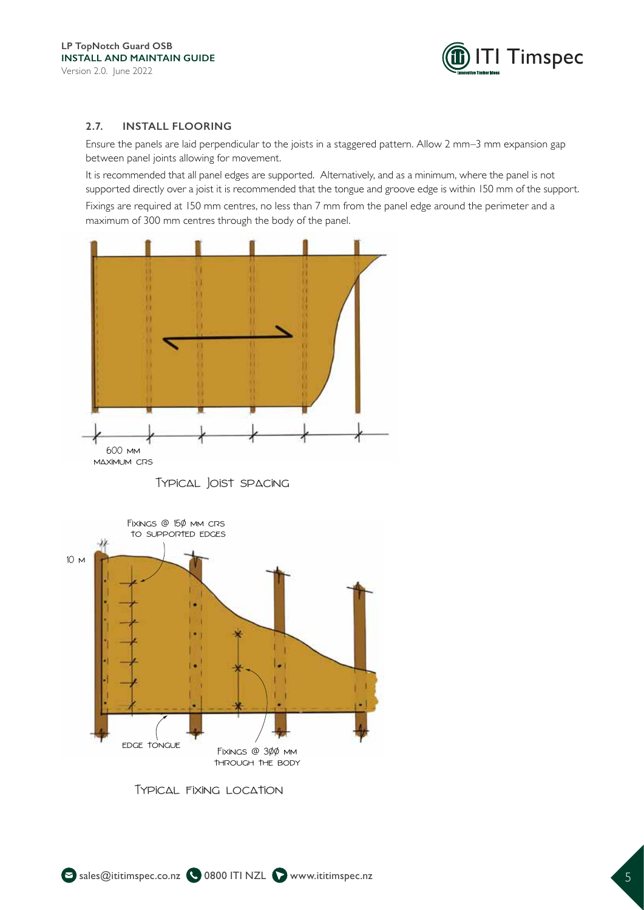## 2.7. INSTALL FLOORING

Ensure the panels are laid perpendicular to the joists in a staggered pattern. Allow 2 mm–3 mm expansion gap between panel joints allowing for movement.

It is recommended that all panel edges are supported. Alternatively, and as a minimum, where the panel is not supported directly over a joist it is recommended that the tongue and groove edge is within 150 mm of the support.

Fixings are required at 150 mm centres, no less than 7 mm from the panel edge around the perimeter and a maximum of 300 mm centres through the body of the panel.

600 mm maximum crs

Typical Joist spacing

Fixings @ 150 mm crs to supported edges

10 m

Edge tongue

Fixings @ 300 mm through the body

Typical fixing location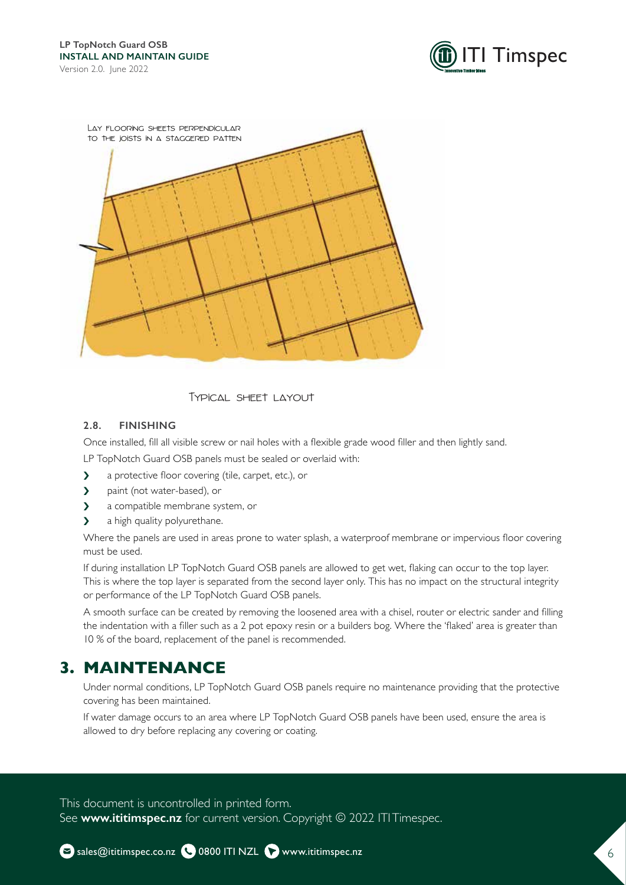Lay flooring sheets perpendicular to the joists in a staggered pattern

Typical sheet layout

### 2.8. FINISHING

Once installed, fill all visible screw or nail holes with a flexible grade wood filler and then lightly sand.

LP TopNotch Guard OSB panels must be sealed or overlaid with:

- a protective floor covering (tile, carpet, etc.), or
- paint (not water-based), or
- a compatible membrane system, or
- a high quality polyurethane.

Where the panels are used in areas prone to water splash, a waterproof membrane or impervious floor covering must be used.

If during installation LP TopNotch Guard OSB panels are allowed to get wet, flaking can occur to the top layer. This is where the top layer is separated from the second layer only. This has no impact on the structural integrity or performance of the LP TopNotch Guard OSB panels.

A smooth surface can be created by removing the loosened area with a chisel, router or electric sander and filling the indentation with a filler such as a 2 pot epoxy resin or a builders bog. Where the 'flaked' area is greater than 10 % of the board, replacement of the panel is recommended.

## 3. MAINTENANCE

Under normal conditions, LP TopNotch Guard OSB panels require no maintenance providing that the protective covering has been maintained.

If water damage occurs to an area where LP TopNotch Guard OSB panels have been used, ensure the area is allowed to dry before replacing any covering or coating.